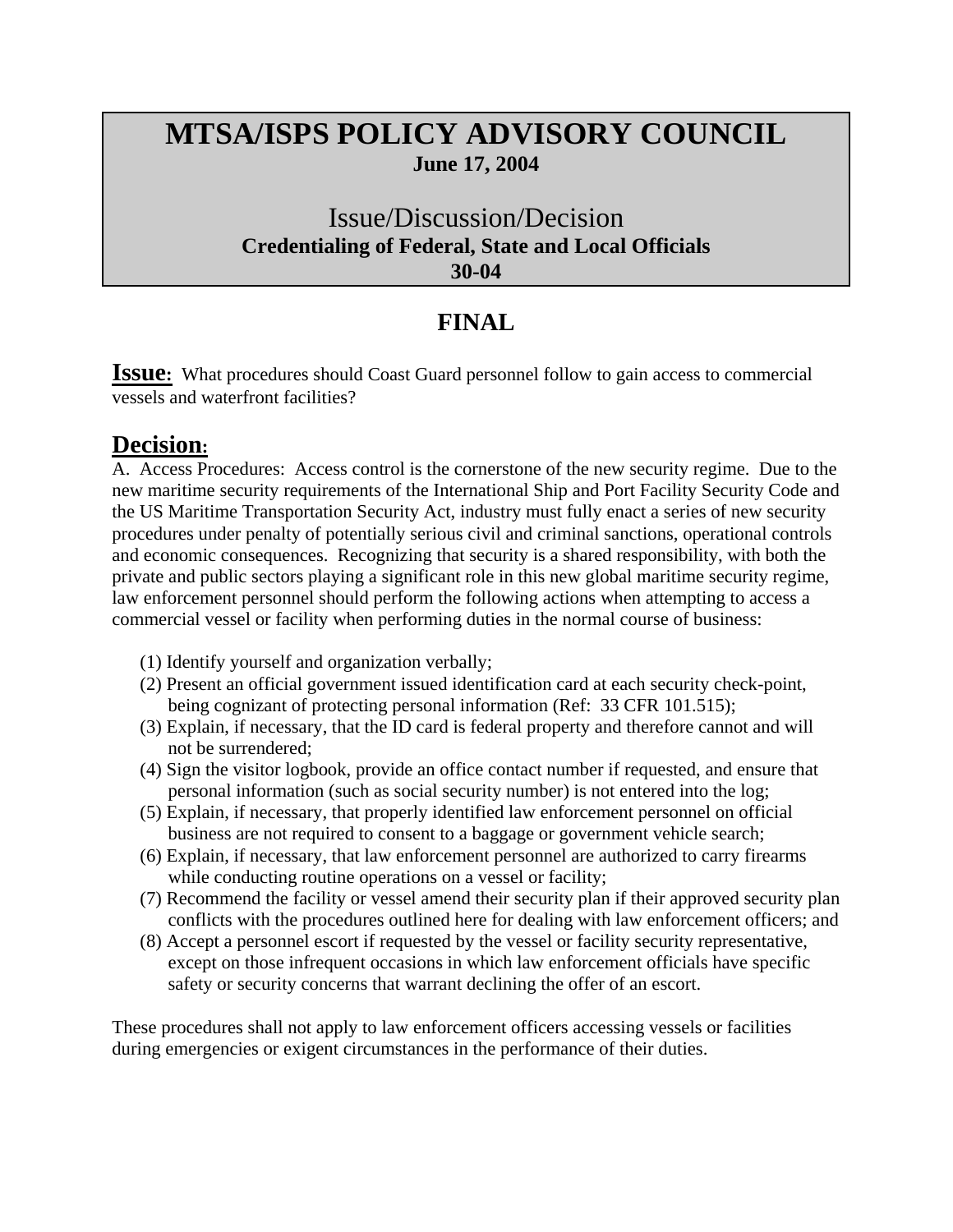# MTSA/ISPS POLICY ADVISORY COUNCIL

**June 17, 2004**

## Issue/Discussion/Decision

**Credentialing of Federal, State and Local Officials**

**30-04**

## FINAL

**Issue:** What procedures should Coast Guard personnel follow to gain access to commercial vessels and waterfront facilities?

## Decision:

A. Access Procedures: Access control is the cornerstone of the new security regime. Due to the new maritime security requirements of the International Ship and Port Facility Security Code and the US Maritime Transportation Security Act, industry must fully enact a series of new security procedures under penalty of potentially serious civil and criminal sanctions, operational controls and economic consequences. Recognizing that security is a shared responsibility, with both the private and public sectors playing a significant role in this new global maritime security regime, law enforcement personnel should perform the following actions when attempting to access a commercial vessel or facility when performing duties in the normal course of business:

(1) Identify yourself and organization verbally;
(2) Present an official government issued identification card at each security check-point, being cognizant of protecting personal information (Ref: 33 CFR 101.515);
(3) Explain, if necessary, that the ID card is federal property and therefore cannot and will not be surrendered;
(4) Sign the visitor logbook, provide an office contact number if requested, and ensure that personal information (such as social security number) is not entered into the log;
(5) Explain, if necessary, that properly identified law enforcement personnel on official business are not required to consent to a baggage or government vehicle search;
(6) Explain, if necessary, that law enforcement personnel are authorized to carry firearms while conducting routine operations on a vessel or facility;
(7) Recommend the facility or vessel amend their security plan if their approved security plan conflicts with the procedures outlined here for dealing with law enforcement officers; and
(8) Accept a personnel escort if requested by the vessel or facility security representative, except on those infrequent occasions in which law enforcement officials have specific safety or security concerns that warrant declining the offer of an escort.

These procedures shall not apply to law enforcement officers accessing vessels or facilities during emergencies or exigent circumstances in the performance of their duties.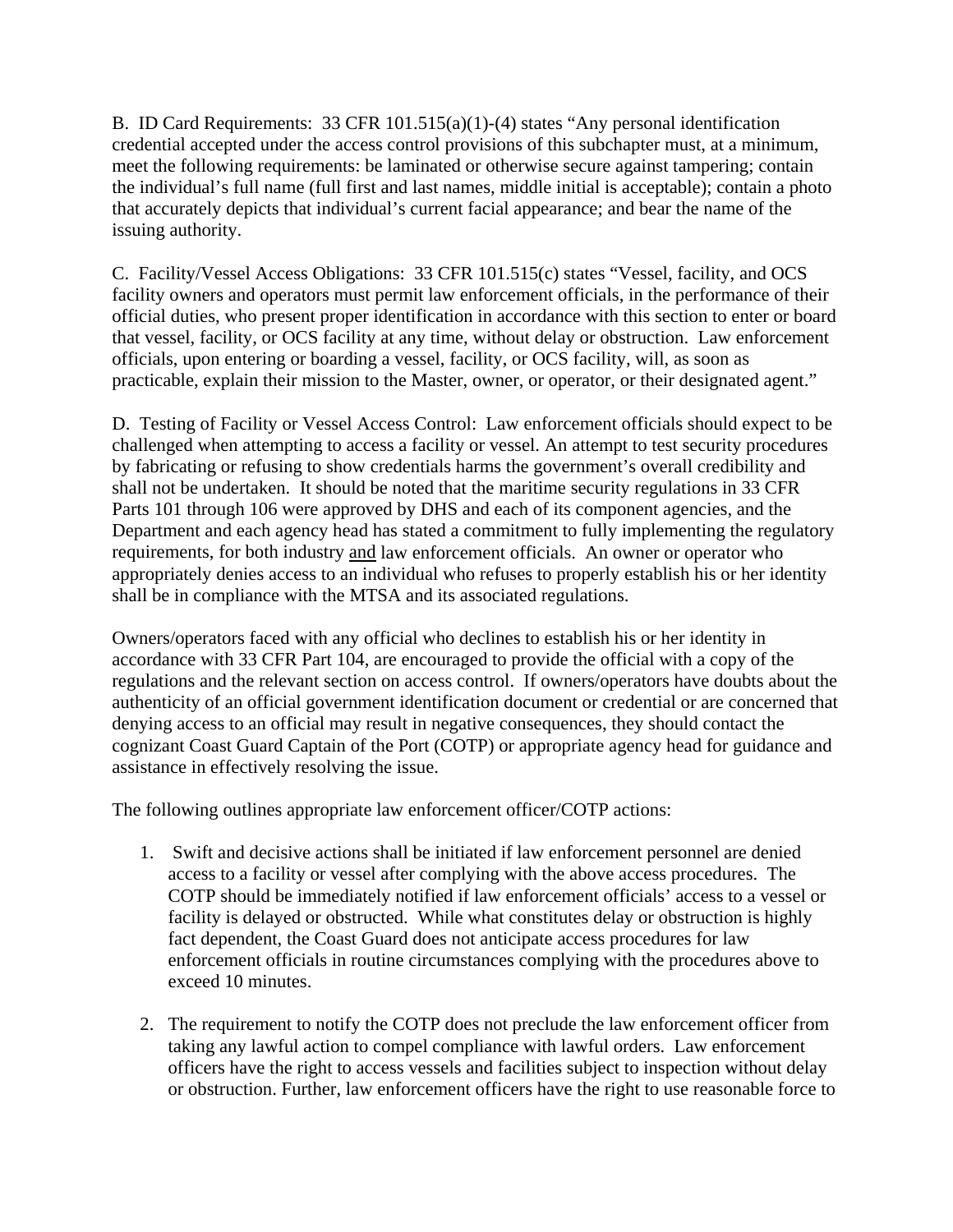B. ID Card Requirements: 33 CFR 101.515(a)(1)-(4) states "Any personal identification credential accepted under the access control provisions of this subchapter must, at a minimum, meet the following requirements: be laminated or otherwise secure against tampering; contain the individual's full name (full first and last names, middle initial is acceptable); contain a photo that accurately depicts that individual's current facial appearance; and bear the name of the issuing authority.

C. Facility/Vessel Access Obligations: 33 CFR 101.515(c) states "Vessel, facility, and OCS facility owners and operators must permit law enforcement officials, in the performance of their official duties, who present proper identification in accordance with this section to enter or board that vessel, facility, or OCS facility at any time, without delay or obstruction. Law enforcement officials, upon entering or boarding a vessel, facility, or OCS facility, will, as soon as practicable, explain their mission to the Master, owner, or operator, or their designated agent."

D. Testing of Facility or Vessel Access Control: Law enforcement officials should expect to be challenged when attempting to access a facility or vessel. An attempt to test security procedures by fabricating or refusing to show credentials harms the government's overall credibility and shall not be undertaken. It should be noted that the maritime security regulations in 33 CFR Parts 101 through 106 were approved by DHS and each of its component agencies, and the Department and each agency head has stated a commitment to fully implementing the regulatory requirements, for both industry and law enforcement officials. An owner or operator who appropriately denies access to an individual who refuses to properly establish his or her identity shall be in compliance with the MTSA and its associated regulations.

Owners/operators faced with any official who declines to establish his or her identity in accordance with 33 CFR Part 104, are encouraged to provide the official with a copy of the regulations and the relevant section on access control. If owners/operators have doubts about the authenticity of an official government identification document or credential or are concerned that denying access to an official may result in negative consequences, they should contact the cognizant Coast Guard Captain of the Port (COTP) or appropriate agency head for guidance and assistance in effectively resolving the issue.

The following outlines appropriate law enforcement officer/COTP actions:

1. Swift and decisive actions shall be initiated if law enforcement personnel are denied access to a facility or vessel after complying with the above access procedures. The COTP should be immediately notified if law enforcement officials' access to a vessel or facility is delayed or obstructed. While what constitutes delay or obstruction is highly fact dependent, the Coast Guard does not anticipate access procedures for law enforcement officials in routine circumstances complying with the procedures above to exceed 10 minutes.

2. The requirement to notify the COTP does not preclude the law enforcement officer from taking any lawful action to compel compliance with lawful orders. Law enforcement officers have the right to access vessels and facilities subject to inspection without delay or obstruction. Further, law enforcement officers have the right to use reasonable force to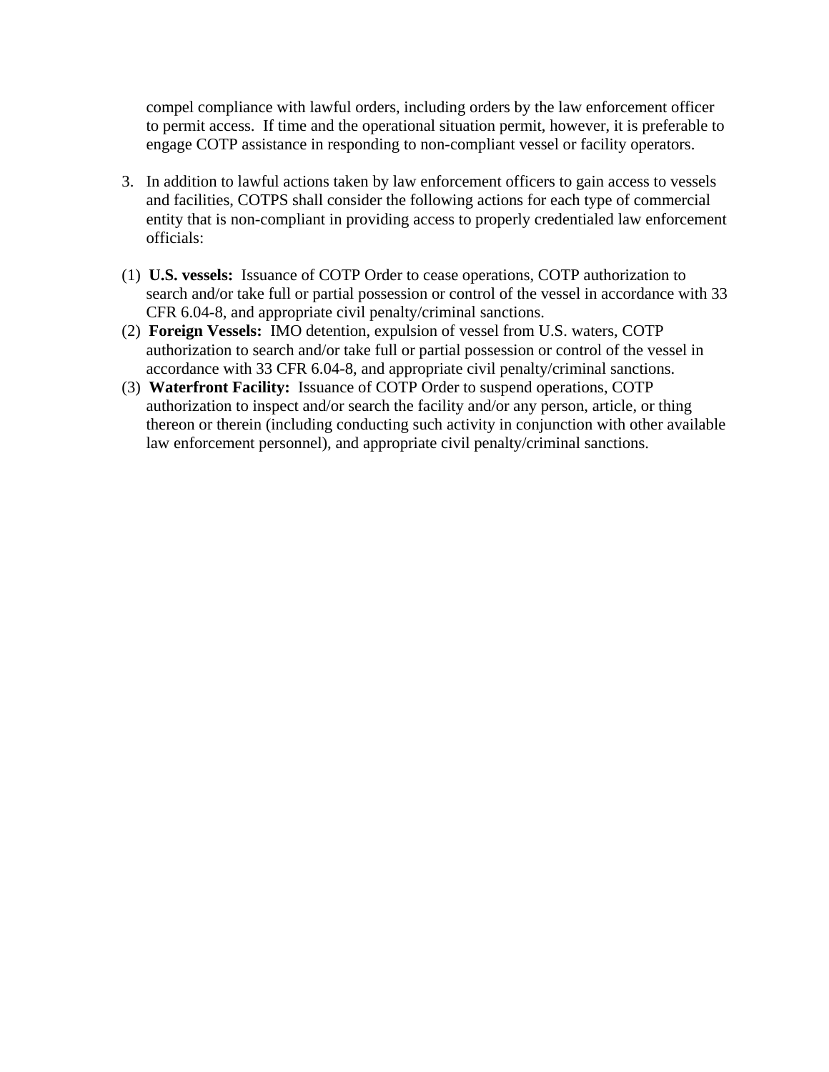compel compliance with lawful orders, including orders by the law enforcement officer to permit access. If time and the operational situation permit, however, it is preferable to engage COTP assistance in responding to non-compliant vessel or facility operators.

3. In addition to lawful actions taken by law enforcement officers to gain access to vessels and facilities, COTPS shall consider the following actions for each type of commercial entity that is non-compliant in providing access to properly credentialed law enforcement officials:

(1) **U.S. vessels:** Issuance of COTP Order to cease operations, COTP authorization to search and/or take full or partial possession or control of the vessel in accordance with 33 CFR 6.04-8, and appropriate civil penalty/criminal sanctions.

(2) **Foreign Vessels:** IMO detention, expulsion of vessel from U.S. waters, COTP authorization to search and/or take full or partial possession or control of the vessel in accordance with 33 CFR 6.04-8, and appropriate civil penalty/criminal sanctions.

(3) **Waterfront Facility:** Issuance of COTP Order to suspend operations, COTP authorization to inspect and/or search the facility and/or any person, article, or thing thereon or therein (including conducting such activity in conjunction with other available law enforcement personnel), and appropriate civil penalty/criminal sanctions.